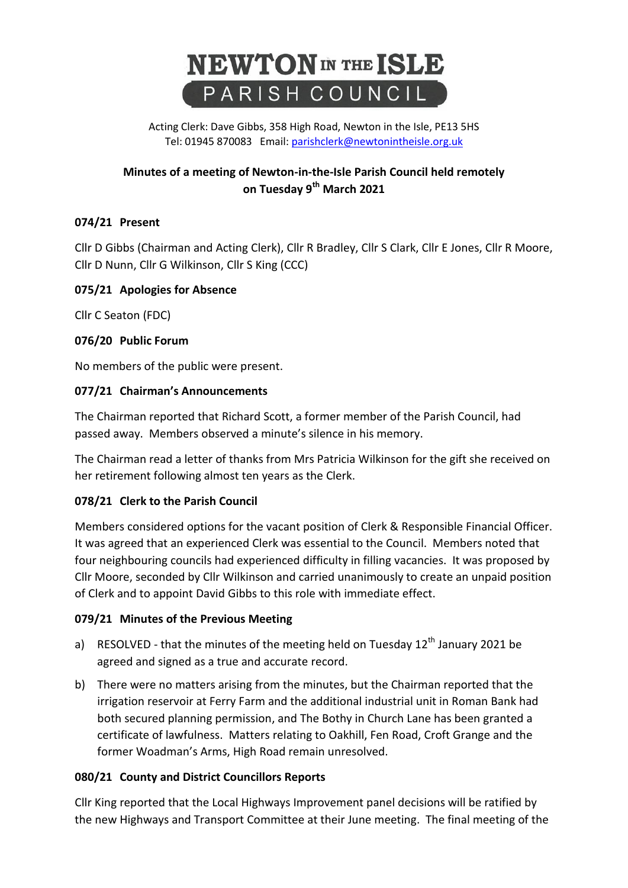# NEWTON IN THE ISLE PARISH COUNCIL

Acting Clerk: Dave Gibbs, 358 High Road, Newton in the Isle, PE13 5HS
Tel: 01945 870083 Email: parishclerk@newtonintheisle.org.uk

**Minutes of a meeting of Newton-in-the-Isle Parish Council held remotely on Tuesday 9th March 2021**

### 074/21 Present

Cllr D Gibbs (Chairman and Acting Clerk), Cllr R Bradley, Cllr S Clark, Cllr E Jones, Cllr R Moore, Cllr D Nunn, Cllr G Wilkinson, Cllr S King (CCC)

### 075/21 Apologies for Absence

Cllr C Seaton (FDC)

### 076/20 Public Forum

No members of the public were present.

### 077/21 Chairman's Announcements

The Chairman reported that Richard Scott, a former member of the Parish Council, had passed away. Members observed a minute's silence in his memory.

The Chairman read a letter of thanks from Mrs Patricia Wilkinson for the gift she received on her retirement following almost ten years as the Clerk.

### 078/21 Clerk to the Parish Council

Members considered options for the vacant position of Clerk & Responsible Financial Officer. It was agreed that an experienced Clerk was essential to the Council. Members noted that four neighbouring councils had experienced difficulty in filling vacancies. It was proposed by Cllr Moore, seconded by Cllr Wilkinson and carried unanimously to create an unpaid position of Clerk and to appoint David Gibbs to this role with immediate effect.

### 079/21 Minutes of the Previous Meeting

a) RESOLVED - that the minutes of the meeting held on Tuesday 12th January 2021 be agreed and signed as a true and accurate record.

b) There were no matters arising from the minutes, but the Chairman reported that the irrigation reservoir at Ferry Farm and the additional industrial unit in Roman Bank had both secured planning permission, and The Bothy in Church Lane has been granted a certificate of lawfulness. Matters relating to Oakhill, Fen Road, Croft Grange and the former Woadman's Arms, High Road remain unresolved.

### 080/21 County and District Councillors Reports

Cllr King reported that the Local Highways Improvement panel decisions will be ratified by the new Highways and Transport Committee at their June meeting. The final meeting of the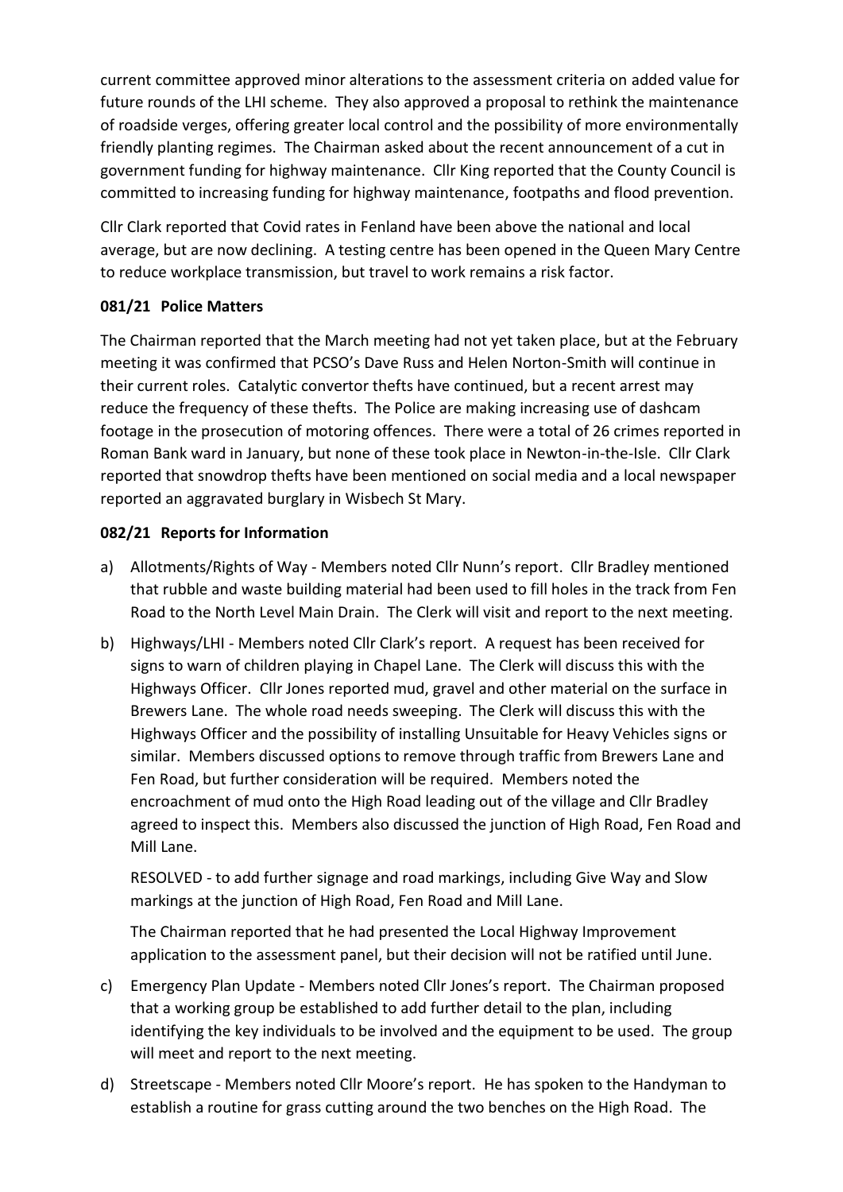current committee approved minor alterations to the assessment criteria on added value for future rounds of the LHI scheme. They also approved a proposal to rethink the maintenance of roadside verges, offering greater local control and the possibility of more environmentally friendly planting regimes. The Chairman asked about the recent announcement of a cut in government funding for highway maintenance. Cllr King reported that the County Council is committed to increasing funding for highway maintenance, footpaths and flood prevention.

Cllr Clark reported that Covid rates in Fenland have been above the national and local average, but are now declining. A testing centre has been opened in the Queen Mary Centre to reduce workplace transmission, but travel to work remains a risk factor.

### 081/21 Police Matters

The Chairman reported that the March meeting had not yet taken place, but at the February meeting it was confirmed that PCSO's Dave Russ and Helen Norton-Smith will continue in their current roles. Catalytic convertor thefts have continued, but a recent arrest may reduce the frequency of these thefts. The Police are making increasing use of dashcam footage in the prosecution of motoring offences. There were a total of 26 crimes reported in Roman Bank ward in January, but none of these took place in Newton-in-the-Isle. Cllr Clark reported that snowdrop thefts have been mentioned on social media and a local newspaper reported an aggravated burglary in Wisbech St Mary.

### 082/21 Reports for Information

a) Allotments/Rights of Way - Members noted Cllr Nunn's report. Cllr Bradley mentioned that rubble and waste building material had been used to fill holes in the track from Fen Road to the North Level Main Drain. The Clerk will visit and report to the next meeting.

b) Highways/LHI - Members noted Cllr Clark's report. A request has been received for signs to warn of children playing in Chapel Lane. The Clerk will discuss this with the Highways Officer. Cllr Jones reported mud, gravel and other material on the surface in Brewers Lane. The whole road needs sweeping. The Clerk will discuss this with the Highways Officer and the possibility of installing Unsuitable for Heavy Vehicles signs or similar. Members discussed options to remove through traffic from Brewers Lane and Fen Road, but further consideration will be required. Members noted the encroachment of mud onto the High Road leading out of the village and Cllr Bradley agreed to inspect this. Members also discussed the junction of High Road, Fen Road and Mill Lane.

   RESOLVED - to add further signage and road markings, including Give Way and Slow markings at the junction of High Road, Fen Road and Mill Lane.

   The Chairman reported that he had presented the Local Highway Improvement application to the assessment panel, but their decision will not be ratified until June.

c) Emergency Plan Update - Members noted Cllr Jones's report. The Chairman proposed that a working group be established to add further detail to the plan, including identifying the key individuals to be involved and the equipment to be used. The group will meet and report to the next meeting.

d) Streetscape - Members noted Cllr Moore's report. He has spoken to the Handyman to establish a routine for grass cutting around the two benches on the High Road. The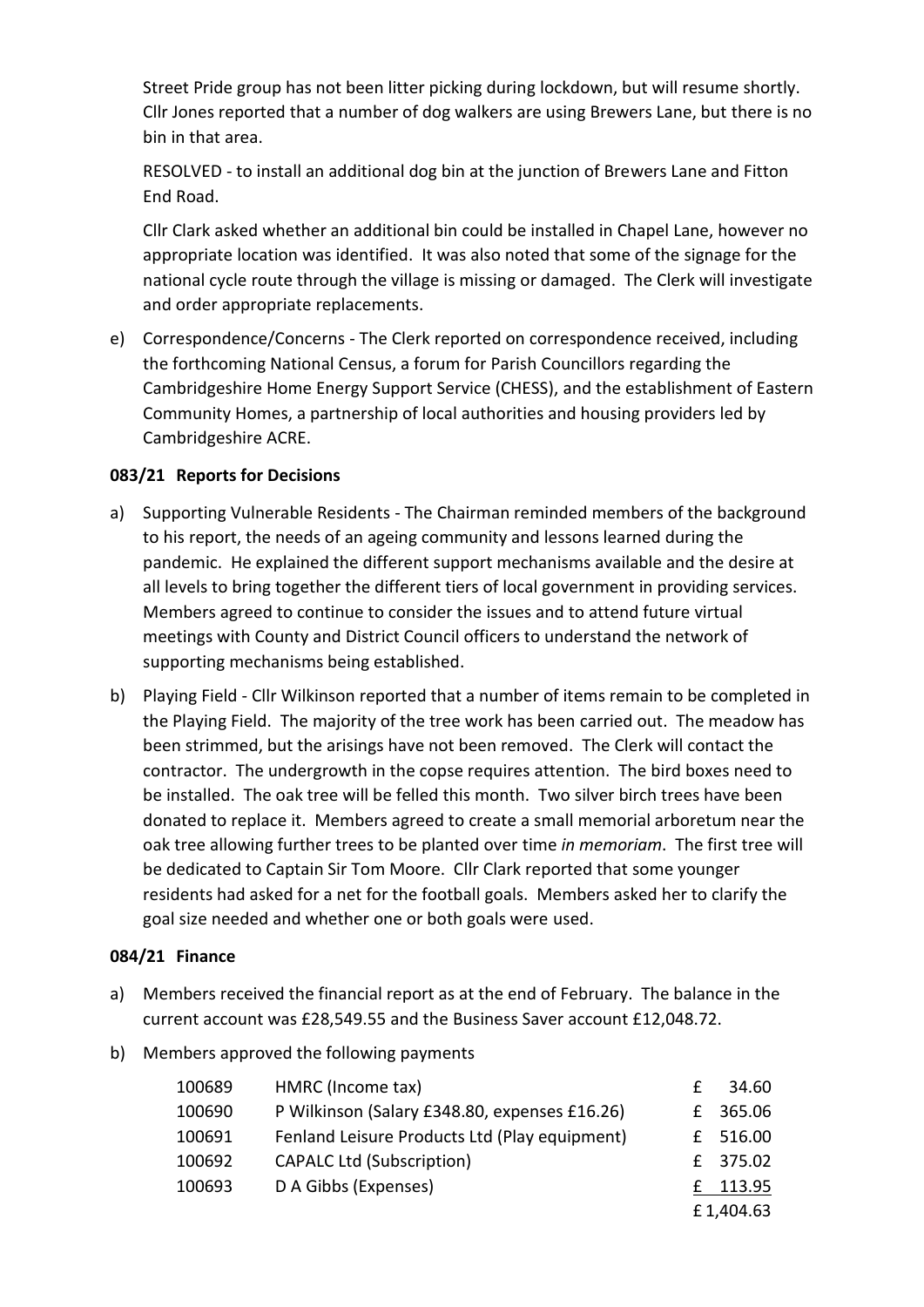Street Pride group has not been litter picking during lockdown, but will resume shortly. Cllr Jones reported that a number of dog walkers are using Brewers Lane, but there is no bin in that area.

RESOLVED - to install an additional dog bin at the junction of Brewers Lane and Fitton End Road.

Cllr Clark asked whether an additional bin could be installed in Chapel Lane, however no appropriate location was identified. It was also noted that some of the signage for the national cycle route through the village is missing or damaged. The Clerk will investigate and order appropriate replacements.

e) Correspondence/Concerns - The Clerk reported on correspondence received, including the forthcoming National Census, a forum for Parish Councillors regarding the Cambridgeshire Home Energy Support Service (CHESS), and the establishment of Eastern Community Homes, a partnership of local authorities and housing providers led by Cambridgeshire ACRE.

**083/21 Reports for Decisions**

a) Supporting Vulnerable Residents - The Chairman reminded members of the background to his report, the needs of an ageing community and lessons learned during the pandemic. He explained the different support mechanisms available and the desire at all levels to bring together the different tiers of local government in providing services. Members agreed to continue to consider the issues and to attend future virtual meetings with County and District Council officers to understand the network of supporting mechanisms being established.

b) Playing Field - Cllr Wilkinson reported that a number of items remain to be completed in the Playing Field. The majority of the tree work has been carried out. The meadow has been strimmed, but the arisings have not been removed. The Clerk will contact the contractor. The undergrowth in the copse requires attention. The bird boxes need to be installed. The oak tree will be felled this month. Two silver birch trees have been donated to replace it. Members agreed to create a small memorial arboretum near the oak tree allowing further trees to be planted over time *in memoriam*. The first tree will be dedicated to Captain Sir Tom Moore. Cllr Clark reported that some younger residents had asked for a net for the football goals. Members asked her to clarify the goal size needed and whether one or both goals were used.

**084/21 Finance**

a) Members received the financial report as at the end of February. The balance in the current account was £28,549.55 and the Business Saver account £12,048.72.

b) Members approved the following payments

| | | |
|---|---|---|
| 100689 | HMRC (Income tax) | £ 34.60 |
| 100690 | P Wilkinson (Salary £348.80, expenses £16.26) | £ 365.06 |
| 100691 | Fenland Leisure Products Ltd (Play equipment) | £ 516.00 |
| 100692 | CAPALC Ltd (Subscription) | £ 375.02 |
| 100693 | D A Gibbs (Expenses) | £ 113.95 |
| | | £ 1,404.63 |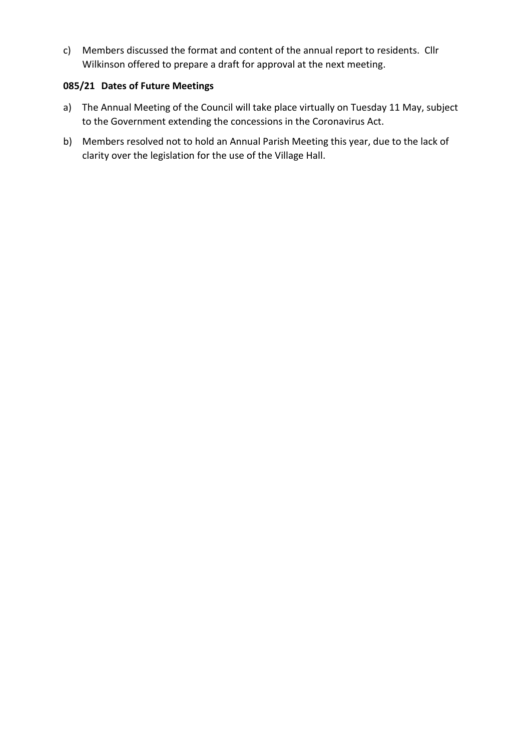c) Members discussed the format and content of the annual report to residents. Cllr Wilkinson offered to prepare a draft for approval at the next meeting.

**085/21 Dates of Future Meetings**

a) The Annual Meeting of the Council will take place virtually on Tuesday 11 May, subject to the Government extending the concessions in the Coronavirus Act.

b) Members resolved not to hold an Annual Parish Meeting this year, due to the lack of clarity over the legislation for the use of the Village Hall.